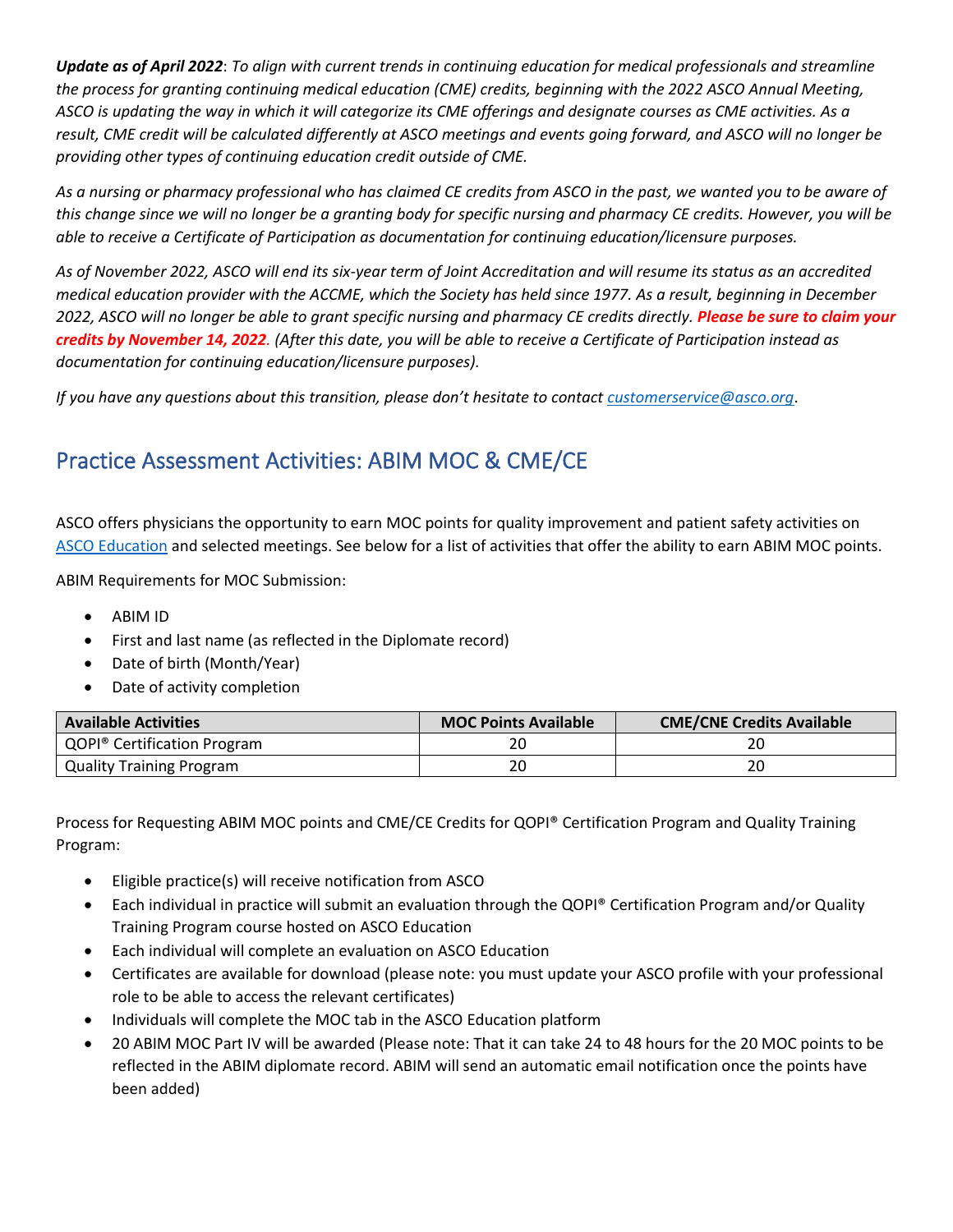***Update as of April 2022***: *To align with current trends in continuing education for medical professionals and streamline the process for granting continuing medical education (CME) credits, beginning with the 2022 ASCO Annual Meeting, ASCO is updating the way in which it will categorize its CME offerings and designate courses as CME activities. As a result, CME credit will be calculated differently at ASCO meetings and events going forward, and ASCO will no longer be providing other types of continuing education credit outside of CME.*

*As a nursing or pharmacy professional who has claimed CE credits from ASCO in the past, we wanted you to be aware of this change since we will no longer be a granting body for specific nursing and pharmacy CE credits. However, you will be able to receive a Certificate of Participation as documentation for continuing education/licensure purposes.*

*As of November 2022, ASCO will end its six-year term of Joint Accreditation and will resume its status as an accredited medical education provider with the ACCME, which the Society has held since 1977. As a result, beginning in December 2022, ASCO will no longer be able to grant specific nursing and pharmacy CE credits directly.* ***Please be sure to claim your credits by November 14, 2022****. (After this date, you will be able to receive a Certificate of Participation instead as documentation for continuing education/licensure purposes).*

*If you have any questions about this transition, please don't hesitate to contact [customerservice@asco.org](mailto:customerservice@asco.org).*

## Practice Assessment Activities: ABIM MOC & CME/CE

ASCO offers physicians the opportunity to earn MOC points for quality improvement and patient safety activities on [ASCO Education](#) and selected meetings. See below for a list of activities that offer the ability to earn ABIM MOC points.

ABIM Requirements for MOC Submission:

- ABIM ID
- First and last name (as reflected in the Diplomate record)
- Date of birth (Month/Year)
- Date of activity completion

| Available Activities | MOC Points Available | CME/CNE Credits Available |
|---|---|---|
| QOPI® Certification Program | 20 | 20 |
| Quality Training Program | 20 | 20 |

Process for Requesting ABIM MOC points and CME/CE Credits for QOPI® Certification Program and Quality Training Program:

- Eligible practice(s) will receive notification from ASCO
- Each individual in practice will submit an evaluation through the QOPI® Certification Program and/or Quality Training Program course hosted on ASCO Education
- Each individual will complete an evaluation on ASCO Education
- Certificates are available for download (please note: you must update your ASCO profile with your professional role to be able to access the relevant certificates)
- Individuals will complete the MOC tab in the ASCO Education platform
- 20 ABIM MOC Part IV will be awarded (Please note: That it can take 24 to 48 hours for the 20 MOC points to be reflected in the ABIM diplomate record. ABIM will send an automatic email notification once the points have been added)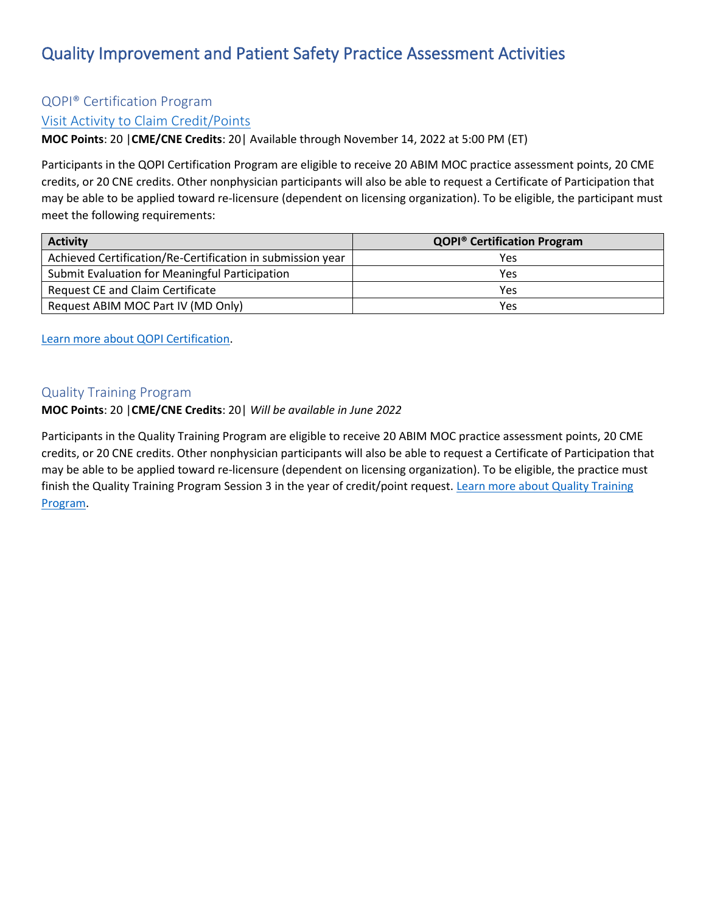# Quality Improvement and Patient Safety Practice Assessment Activities

## QOPI® Certification Program

Visit Activity to Claim Credit/Points

**MOC Points**: 20 |**CME/CNE Credits**: 20| Available through November 14, 2022 at 5:00 PM (ET)

Participants in the QOPI Certification Program are eligible to receive 20 ABIM MOC practice assessment points, 20 CME credits, or 20 CNE credits. Other nonphysician participants will also be able to request a Certificate of Participation that may be able to be applied toward re-licensure (dependent on licensing organization). To be eligible, the participant must meet the following requirements:

| Activity | QOPI® Certification Program |
|---|---|
| Achieved Certification/Re-Certification in submission year | Yes |
| Submit Evaluation for Meaningful Participation | Yes |
| Request CE and Claim Certificate | Yes |
| Request ABIM MOC Part IV (MD Only) | Yes |

Learn more about QOPI Certification.

## Quality Training Program

**MOC Points**: 20 |**CME/CNE Credits**: 20| *Will be available in June 2022*

Participants in the Quality Training Program are eligible to receive 20 ABIM MOC practice assessment points, 20 CME credits, or 20 CNE credits. Other nonphysician participants will also be able to request a Certificate of Participation that may be able to be applied toward re-licensure (dependent on licensing organization). To be eligible, the practice must finish the Quality Training Program Session 3 in the year of credit/point request. Learn more about Quality Training Program.